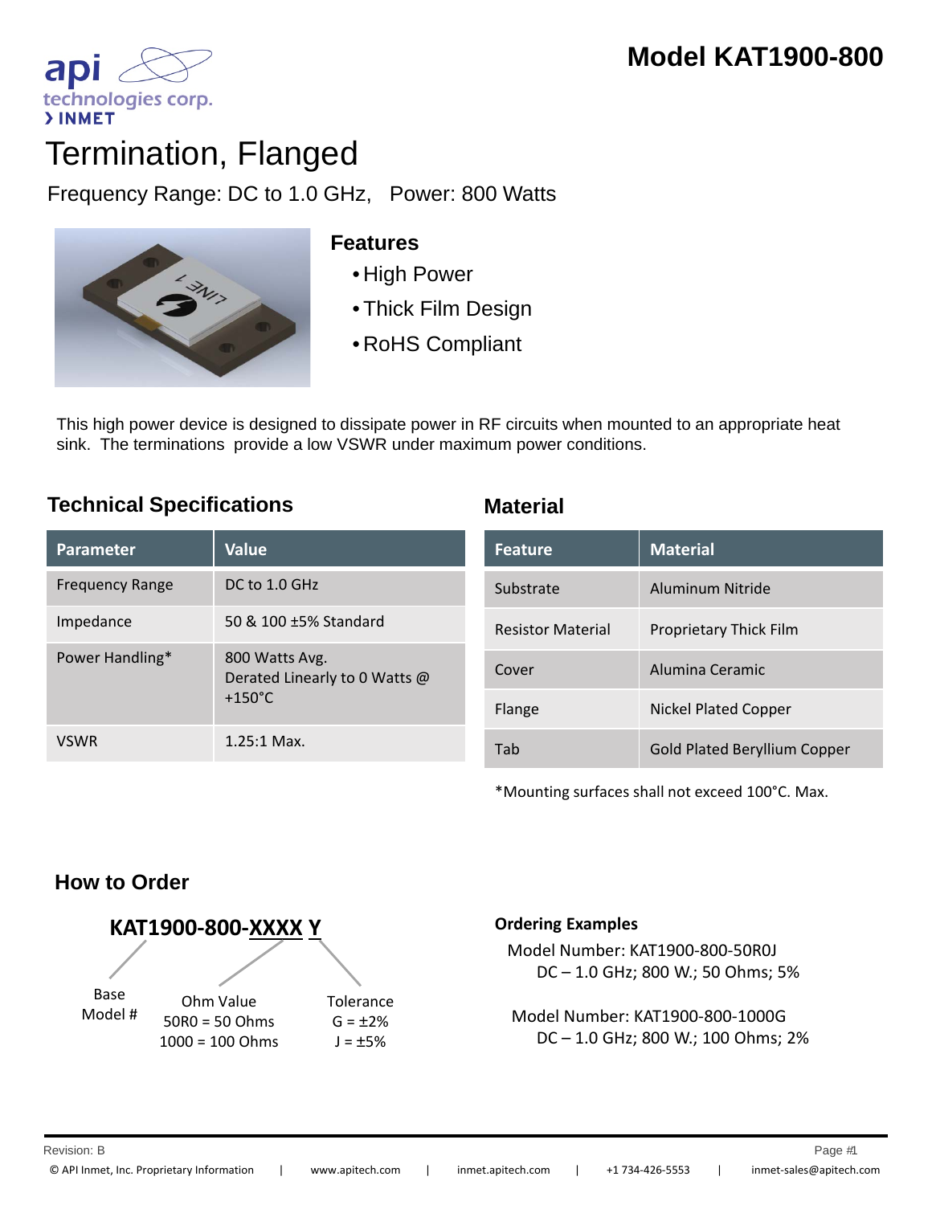# Model KAT1900-800

api technologies corp.
> INMET

## Termination, Flanged

Frequency Range: DC to 1.0 GHz, Power: 800 Watts

### Features

- High Power
- Thick Film Design
- RoHS Compliant

This high power device is designed to dissipate power in RF circuits when mounted to an appropriate heat sink. The terminations provide a low VSWR under maximum power conditions.

### Technical Specifications

| Parameter | Value |
| --- | --- |
| Frequency Range | DC to 1.0 GHz |
| Impedance | 50 & 100 ±5% Standard |
| Power Handling* | 800 Watts Avg. Derated Linearly to 0 Watts @ +150°C |
| VSWR | 1.25:1 Max. |

### Material

| Feature | Material |
| --- | --- |
| Substrate | Aluminum Nitride |
| Resistor Material | Proprietary Thick Film |
| Cover | Alumina Ceramic |
| Flange | Nickel Plated Copper |
| Tab | Gold Plated Beryllium Copper |

*Mounting surfaces shall not exceed 100°C. Max.

### How to Order

**KAT1900-800-XXXX Y**

- Base Model #: KAT1900-800
- Ohm Value (XXXX): 50R0 = 50 Ohms; 1000 = 100 Ohms
- Tolerance (Y): G = ±2%; J = ±5%

**Ordering Examples**

Model Number: KAT1900-800-50R0J
DC – 1.0 GHz; 800 W.; 50 Ohms; 5%

Model Number: KAT1900-800-1000G
DC – 1.0 GHz; 800 W.; 100 Ohms; 2%

Revision: B

© API Inmet, Inc. Proprietary Information | www.apitech.com | inmet.apitech.com | +1 734-426-5553 | inmet-sales@apitech.com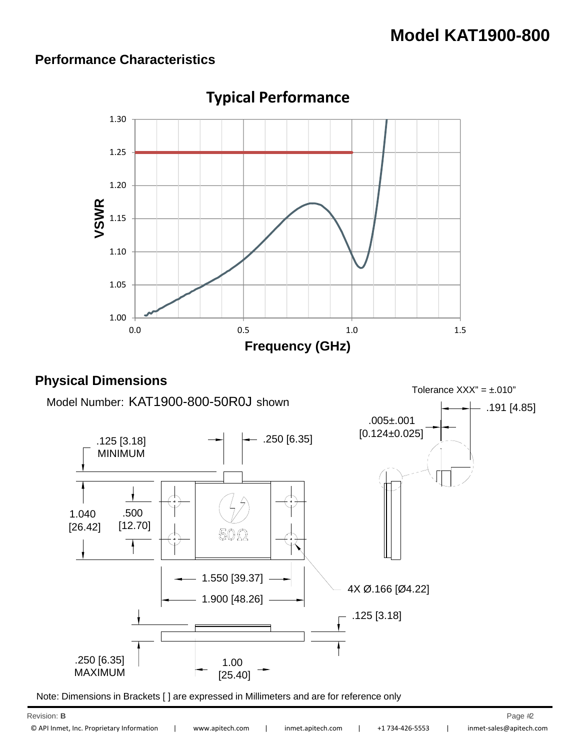# Model KAT1900-800

## Performance Characteristics

Typical Performance

VSWR

1.30
1.25
1.20
1.15
1.10
1.05
1.00

0.0
0.5
1.0
1.5

Frequency (GHz)

## Physical Dimensions

Model Number: KAT1900-800-50R0J shown

Tolerance XXX" = ±.010"

.191 [4.85]

.005±.001
[0.124±0.025]

.125 [3.18]
MINIMUM

.250 [6.35]

1.040
[26.42]

.500
[12.70]

50Ω

1.550 [39.37]

1.900 [48.26]

4X Ø.166 [Ø4.22]

.125 [3.18]

.250 [6.35]
MAXIMUM

1.00
[25.40]

Note: Dimensions in Brackets [ ] are expressed in Millimeters and are for reference only

Revision: **B**

© API Inmet, Inc. Proprietary Information | www.apitech.com | inmet.apitech.com | +1 734-426-5553 | inmet-sales@apitech.com